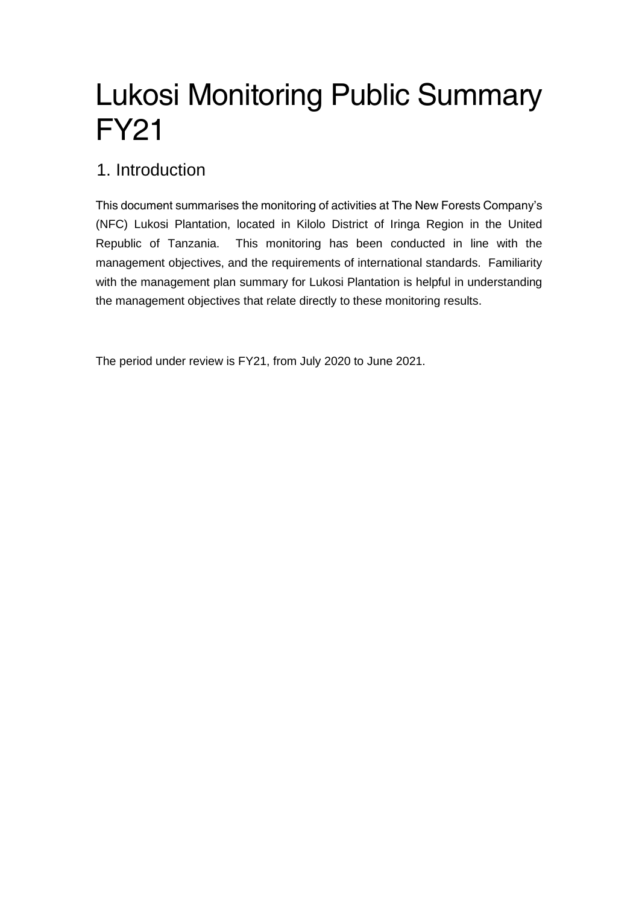# Lukosi Monitoring Public Summary FY21

## 1. Introduction

This document summarises the monitoring of activities at The New Forests Company's (NFC) Lukosi Plantation, located in Kilolo District of Iringa Region in the United Republic of Tanzania. This monitoring has been conducted in line with the management objectives, and the requirements of international standards. Familiarity with the management plan summary for Lukosi Plantation is helpful in understanding the management objectives that relate directly to these monitoring results.

The period under review is FY21, from July 2020 to June 2021.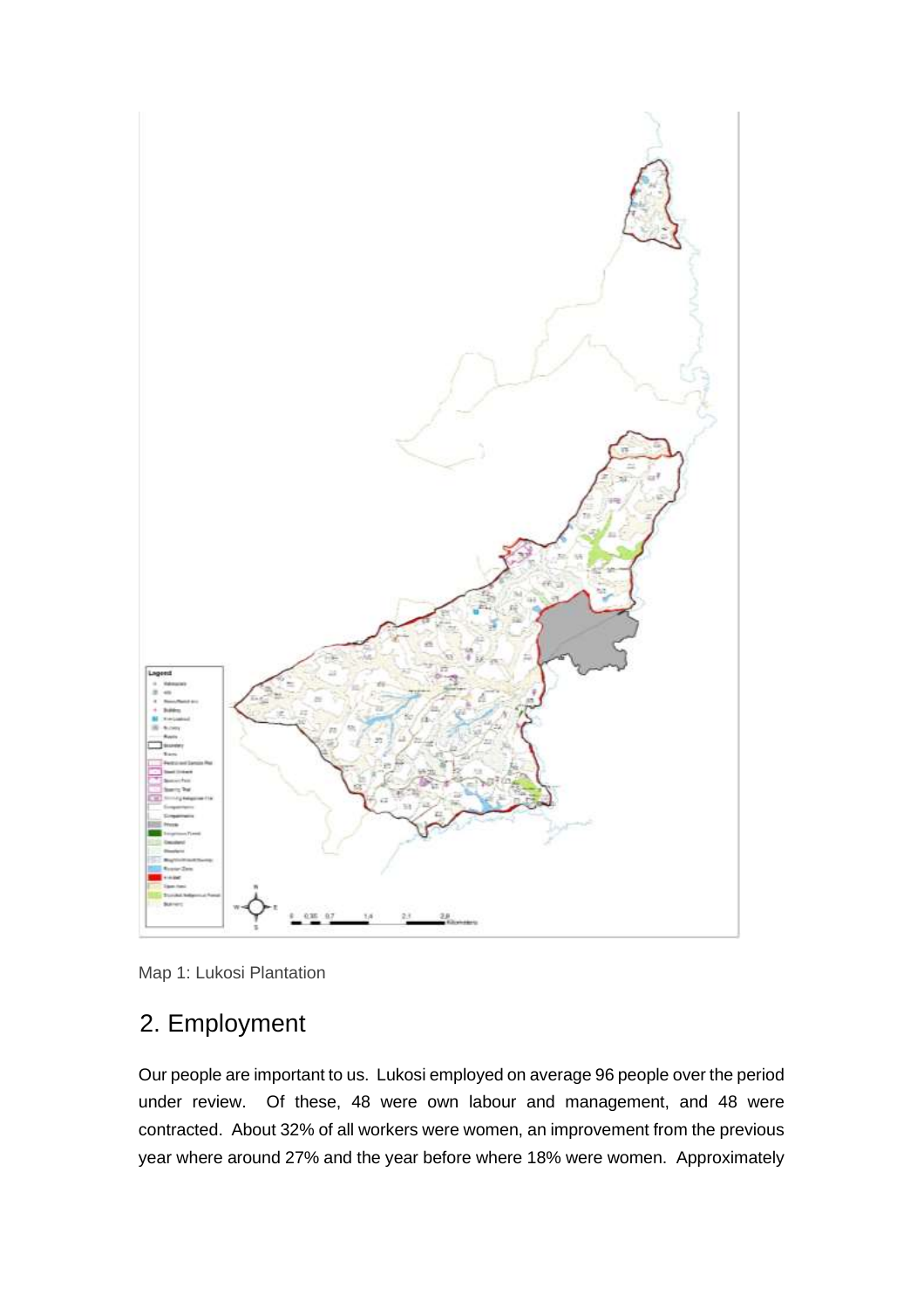Map 1: Lukosi Plantation

## 2. Employment

Our people are important to us. Lukosi employed on average 96 people over the period under review. Of these, 48 were own labour and management, and 48 were contracted. About 32% of all workers were women, an improvement from the previous year where around 27% and the year before where 18% were women. Approximately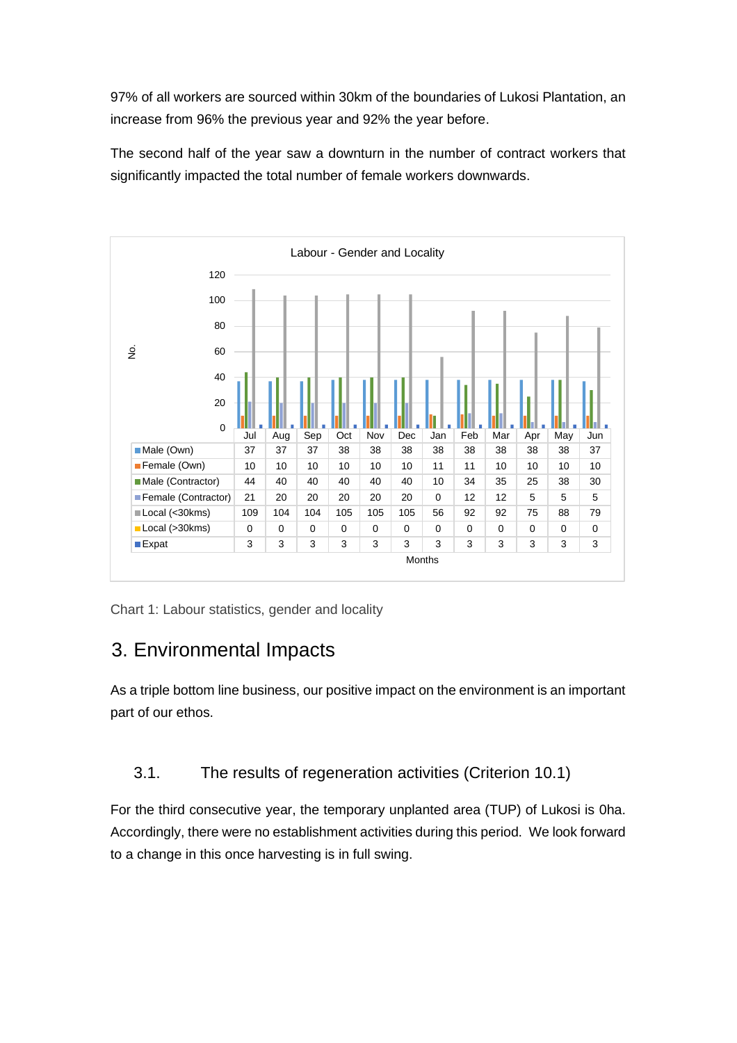97% of all workers are sourced within 30km of the boundaries of Lukosi Plantation, an increase from 96% the previous year and 92% the year before.

The second half of the year saw a downturn in the number of contract workers that significantly impacted the total number of female workers downwards.

**Labour - Gender and Locality**

| | Jul | Aug | Sep | Oct | Nov | Dec | Jan | Feb | Mar | Apr | May | Jun |
|---|---|---|---|---|---|---|---|---|---|---|---|---|
| Male (Own) | 37 | 37 | 37 | 38 | 38 | 38 | 38 | 38 | 38 | 38 | 38 | 37 |
| Female (Own) | 10 | 10 | 10 | 10 | 10 | 10 | 11 | 11 | 10 | 10 | 10 | 10 |
| Male (Contractor) | 44 | 40 | 40 | 40 | 40 | 40 | 10 | 34 | 35 | 25 | 38 | 30 |
| Female (Contractor) | 21 | 20 | 20 | 20 | 20 | 20 | 0 | 12 | 12 | 5 | 5 | 5 |
| Local (<30kms) | 109 | 104 | 104 | 105 | 105 | 105 | 56 | 92 | 92 | 75 | 88 | 79 |
| Local (>30kms) | 0 | 0 | 0 | 0 | 0 | 0 | 0 | 0 | 0 | 0 | 0 | 0 |
| Expat | 3 | 3 | 3 | 3 | 3 | 3 | 3 | 3 | 3 | 3 | 3 | 3 |

Chart 1: Labour statistics, gender and locality

# 3. Environmental Impacts

As a triple bottom line business, our positive impact on the environment is an important part of our ethos.

## 3.1. The results of regeneration activities (Criterion 10.1)

For the third consecutive year, the temporary unplanted area (TUP) of Lukosi is 0ha. Accordingly, there were no establishment activities during this period. We look forward to a change in this once harvesting is in full swing.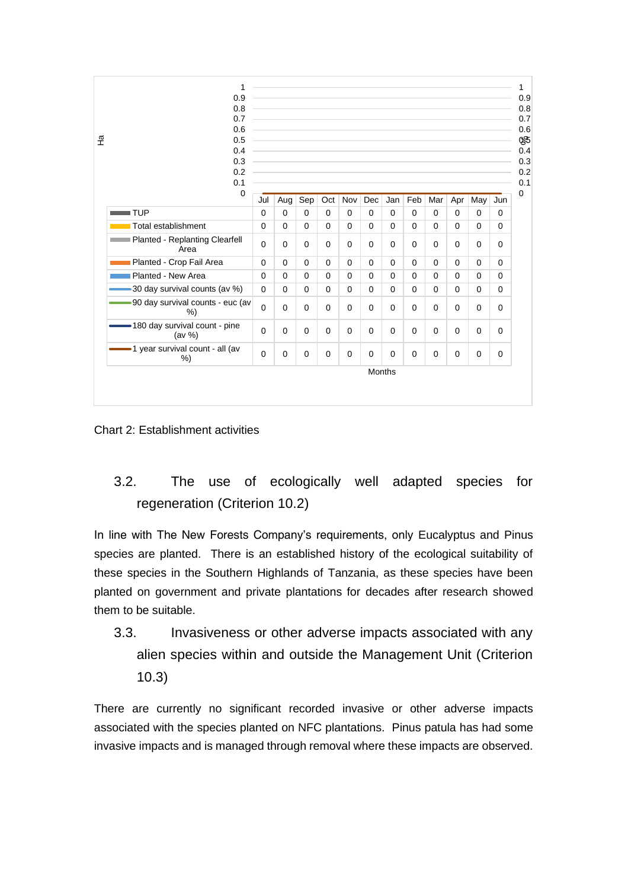| | Jul | Aug | Sep | Oct | Nov | Dec | Jan | Feb | Mar | Apr | May | Jun |
|---|---|---|---|---|---|---|---|---|---|---|---|---|
| TUP | 0 | 0 | 0 | 0 | 0 | 0 | 0 | 0 | 0 | 0 | 0 | 0 |
| Total establishment | 0 | 0 | 0 | 0 | 0 | 0 | 0 | 0 | 0 | 0 | 0 | 0 |
| Planted - Replanting Clearfell Area | 0 | 0 | 0 | 0 | 0 | 0 | 0 | 0 | 0 | 0 | 0 | 0 |
| Planted - Crop Fail Area | 0 | 0 | 0 | 0 | 0 | 0 | 0 | 0 | 0 | 0 | 0 | 0 |
| Planted - New Area | 0 | 0 | 0 | 0 | 0 | 0 | 0 | 0 | 0 | 0 | 0 | 0 |
| 30 day survival counts (av %) | 0 | 0 | 0 | 0 | 0 | 0 | 0 | 0 | 0 | 0 | 0 | 0 |
| 90 day survival counts - euc (av %) | 0 | 0 | 0 | 0 | 0 | 0 | 0 | 0 | 0 | 0 | 0 | 0 |
| 180 day survival count - pine (av %) | 0 | 0 | 0 | 0 | 0 | 0 | 0 | 0 | 0 | 0 | 0 | 0 |
| 1 year survival count - all (av %) | 0 | 0 | 0 | 0 | 0 | 0 | 0 | 0 | 0 | 0 | 0 | 0 |

Chart 2: Establishment activities

## 3.2. The use of ecologically well adapted species for regeneration (Criterion 10.2)

In line with The New Forests Company's requirements, only Eucalyptus and Pinus species are planted. There is an established history of the ecological suitability of these species in the Southern Highlands of Tanzania, as these species have been planted on government and private plantations for decades after research showed them to be suitable.

## 3.3. Invasiveness or other adverse impacts associated with any alien species within and outside the Management Unit (Criterion 10.3)

There are currently no significant recorded invasive or other adverse impacts associated with the species planted on NFC plantations. Pinus patula has had some invasive impacts and is managed through removal where these impacts are observed.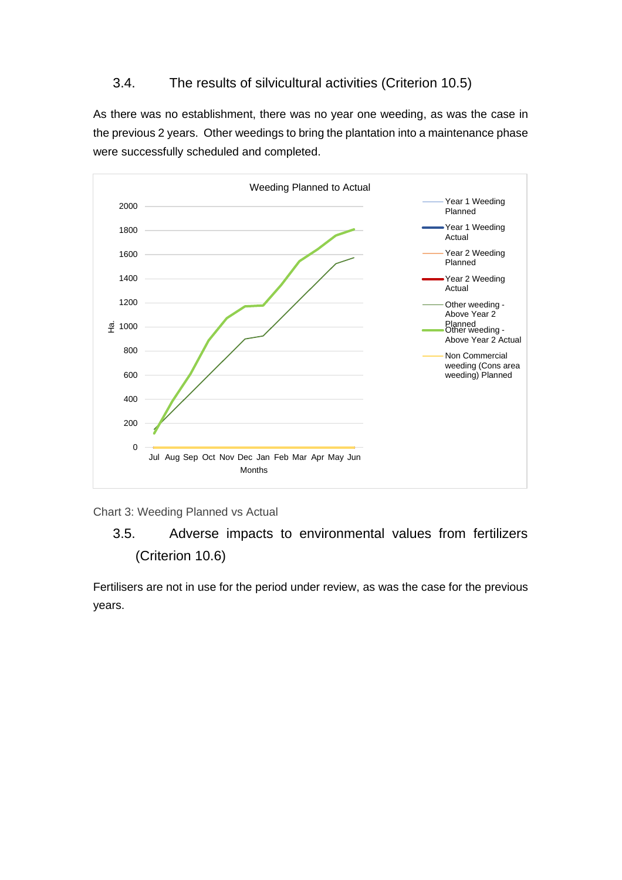## 3.4. The results of silvicultural activities (Criterion 10.5)

As there was no establishment, there was no year one weeding, as was the case in the previous 2 years. Other weedings to bring the plantation into a maintenance phase were successfully scheduled and completed.

Chart 3: Weeding Planned vs Actual

## 3.5. Adverse impacts to environmental values from fertilizers (Criterion 10.6)

Fertilisers are not in use for the period under review, as was the case for the previous years.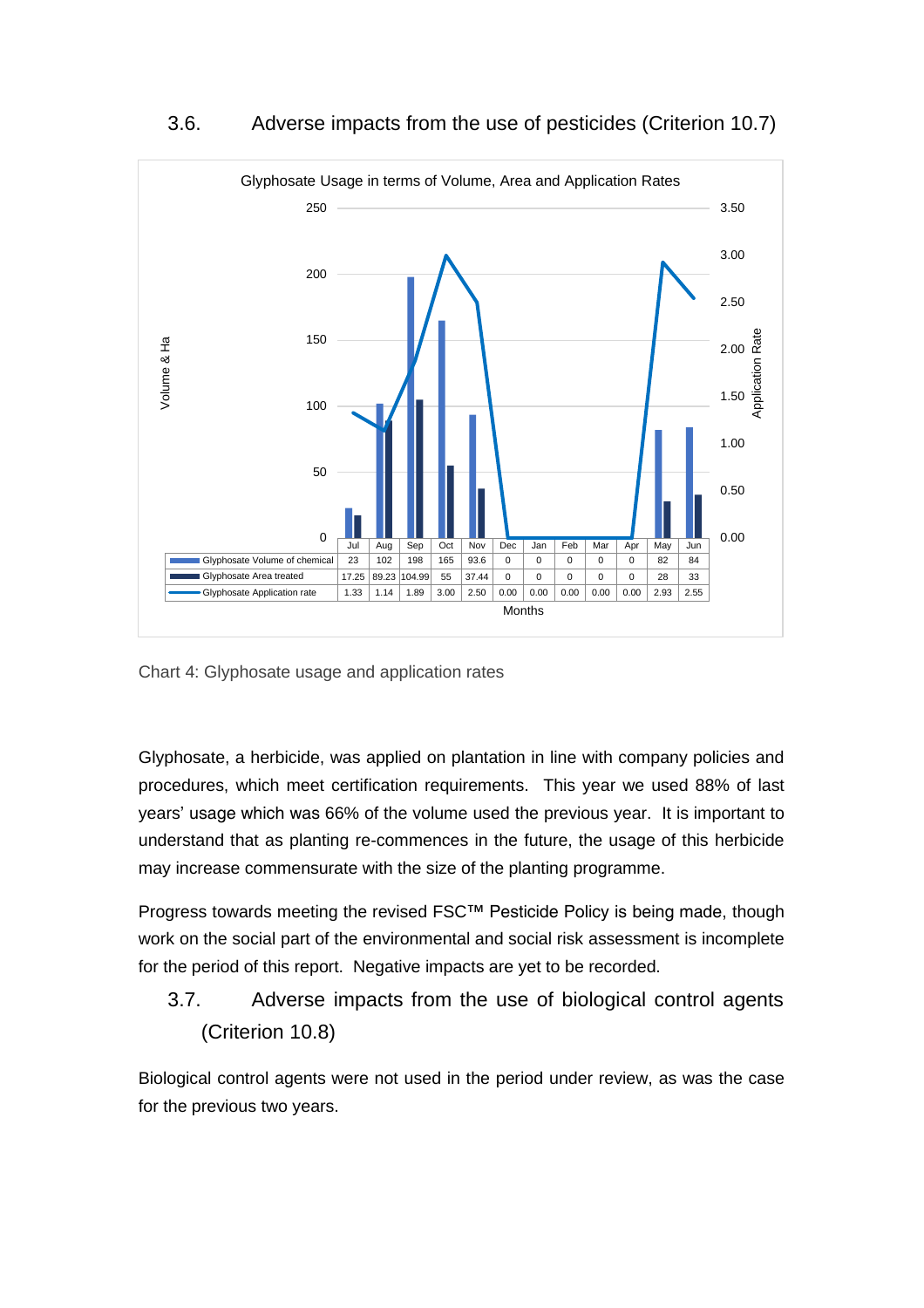## 3.6. Adverse impacts from the use of pesticides (Criterion 10.7)

Glyphosate Usage in terms of Volume, Area and Application Rates

| | Jul | Aug | Sep | Oct | Nov | Dec | Jan | Feb | Mar | Apr | May | Jun |
|---|---|---|---|---|---|---|---|---|---|---|---|---|
| Glyphosate Volume of chemical | 23 | 102 | 198 | 165 | 93.6 | 0 | 0 | 0 | 0 | 0 | 82 | 84 |
| Glyphosate Area treated | 17.25 | 89.23 | 104.99 | 55 | 37.44 | 0 | 0 | 0 | 0 | 0 | 28 | 33 |
| Glyphosate Application rate | 1.33 | 1.14 | 1.89 | 3.00 | 2.50 | 0.00 | 0.00 | 0.00 | 0.00 | 0.00 | 2.93 | 2.55 |

Chart 4: Glyphosate usage and application rates

Glyphosate, a herbicide, was applied on plantation in line with company policies and procedures, which meet certification requirements. This year we used 88% of last years' usage which was 66% of the volume used the previous year. It is important to understand that as planting re-commences in the future, the usage of this herbicide may increase commensurate with the size of the planting programme.

Progress towards meeting the revised FSC™ Pesticide Policy is being made, though work on the social part of the environmental and social risk assessment is incomplete for the period of this report. Negative impacts are yet to be recorded.

## 3.7. Adverse impacts from the use of biological control agents (Criterion 10.8)

Biological control agents were not used in the period under review, as was the case for the previous two years.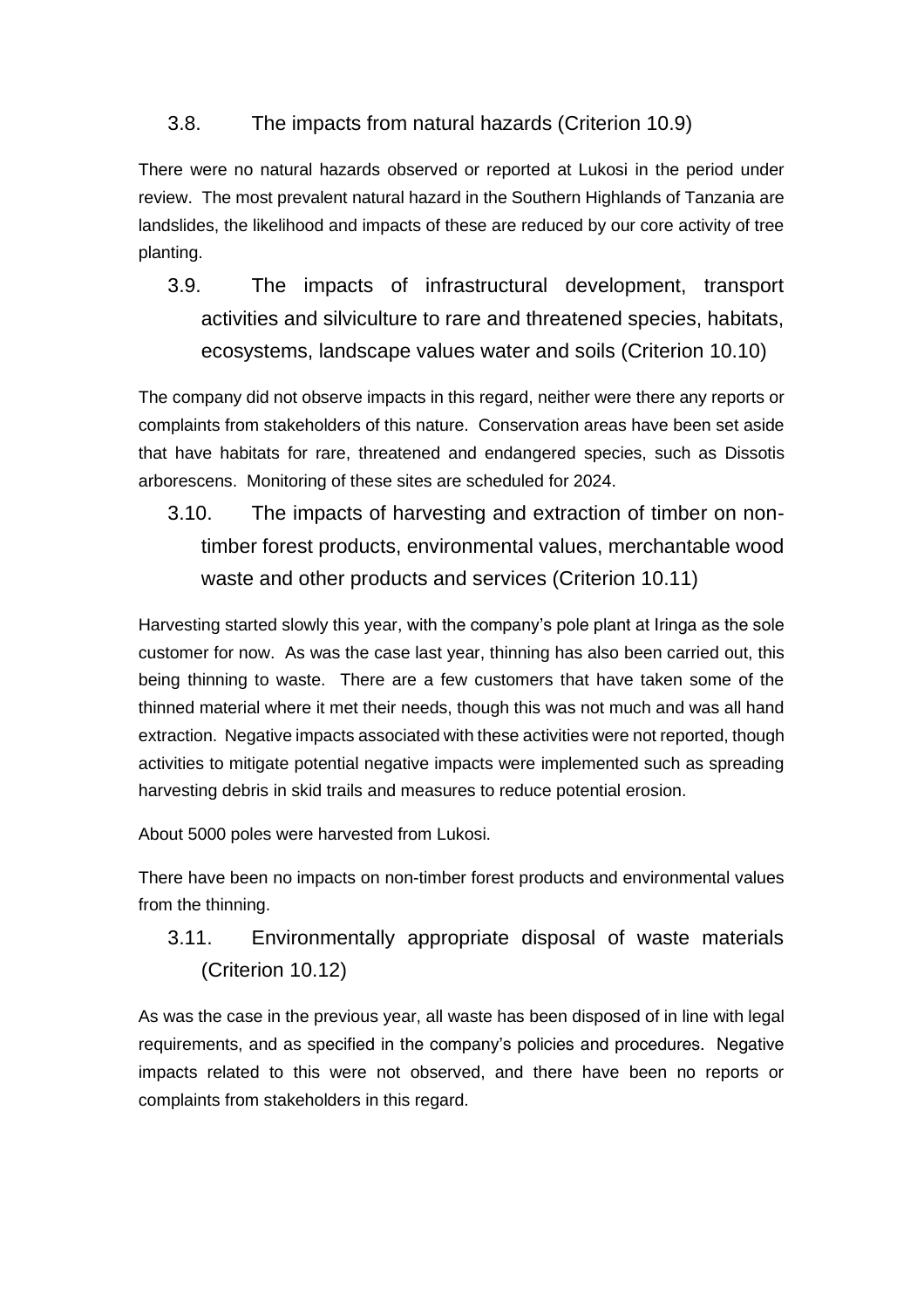### 3.8. The impacts from natural hazards (Criterion 10.9)

There were no natural hazards observed or reported at Lukosi in the period under review. The most prevalent natural hazard in the Southern Highlands of Tanzania are landslides, the likelihood and impacts of these are reduced by our core activity of tree planting.

### 3.9. The impacts of infrastructural development, transport activities and silviculture to rare and threatened species, habitats, ecosystems, landscape values water and soils (Criterion 10.10)

The company did not observe impacts in this regard, neither were there any reports or complaints from stakeholders of this nature. Conservation areas have been set aside that have habitats for rare, threatened and endangered species, such as Dissotis arborescens. Monitoring of these sites are scheduled for 2024.

### 3.10. The impacts of harvesting and extraction of timber on non-timber forest products, environmental values, merchantable wood waste and other products and services (Criterion 10.11)

Harvesting started slowly this year, with the company's pole plant at Iringa as the sole customer for now. As was the case last year, thinning has also been carried out, this being thinning to waste. There are a few customers that have taken some of the thinned material where it met their needs, though this was not much and was all hand extraction. Negative impacts associated with these activities were not reported, though activities to mitigate potential negative impacts were implemented such as spreading harvesting debris in skid trails and measures to reduce potential erosion.

About 5000 poles were harvested from Lukosi.

There have been no impacts on non-timber forest products and environmental values from the thinning.

### 3.11. Environmentally appropriate disposal of waste materials (Criterion 10.12)

As was the case in the previous year, all waste has been disposed of in line with legal requirements, and as specified in the company's policies and procedures. Negative impacts related to this were not observed, and there have been no reports or complaints from stakeholders in this regard.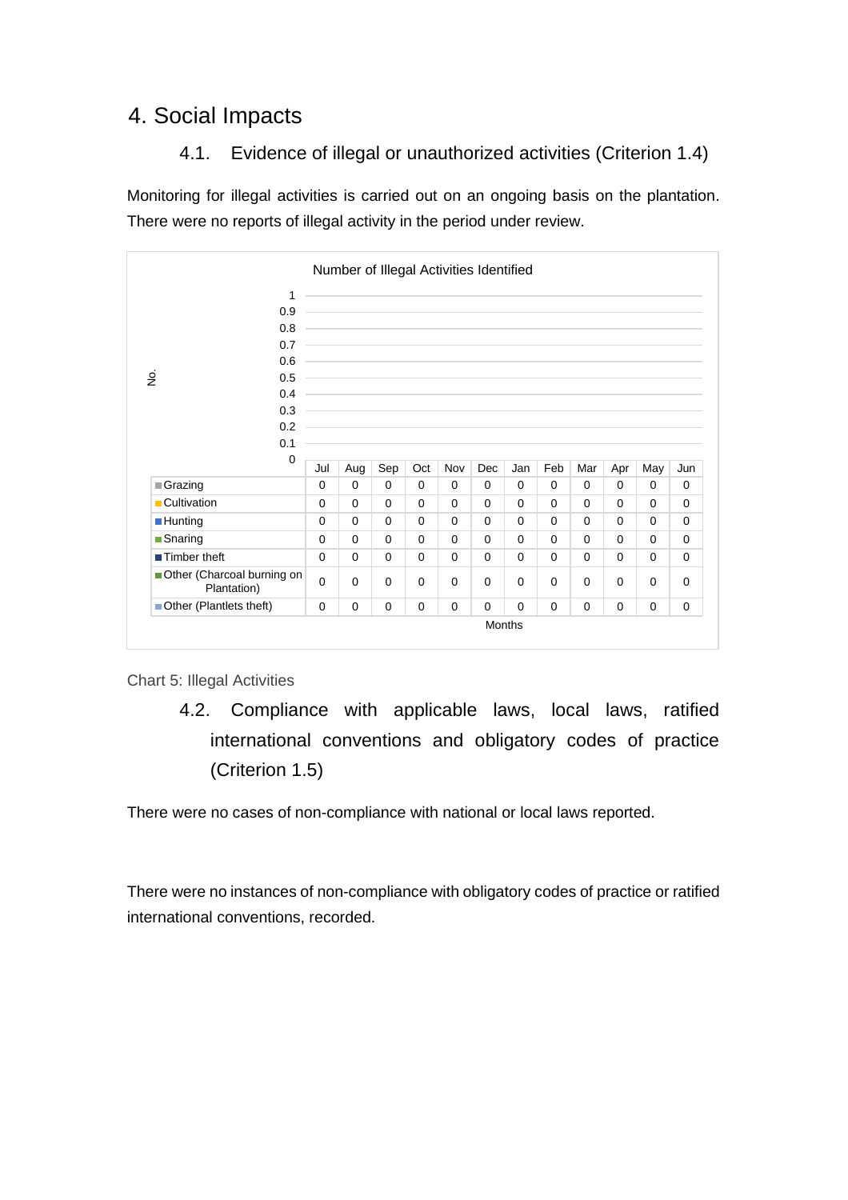# 4. Social Impacts

## 4.1. Evidence of illegal or unauthorized activities (Criterion 1.4)

Monitoring for illegal activities is carried out on an ongoing basis on the plantation. There were no reports of illegal activity in the period under review.

Number of Illegal Activities Identified

| | Jul | Aug | Sep | Oct | Nov | Dec | Jan | Feb | Mar | Apr | May | Jun |
|---|---|---|---|---|---|---|---|---|---|---|---|---|
| Grazing | 0 | 0 | 0 | 0 | 0 | 0 | 0 | 0 | 0 | 0 | 0 | 0 |
| Cultivation | 0 | 0 | 0 | 0 | 0 | 0 | 0 | 0 | 0 | 0 | 0 | 0 |
| Hunting | 0 | 0 | 0 | 0 | 0 | 0 | 0 | 0 | 0 | 0 | 0 | 0 |
| Snaring | 0 | 0 | 0 | 0 | 0 | 0 | 0 | 0 | 0 | 0 | 0 | 0 |
| Timber theft | 0 | 0 | 0 | 0 | 0 | 0 | 0 | 0 | 0 | 0 | 0 | 0 |
| Other (Charcoal burning on Plantation) | 0 | 0 | 0 | 0 | 0 | 0 | 0 | 0 | 0 | 0 | 0 | 0 |
| Other (Plantlets theft) | 0 | 0 | 0 | 0 | 0 | 0 | 0 | 0 | 0 | 0 | 0 | 0 |

Months

Chart 5: Illegal Activities

## 4.2. Compliance with applicable laws, local laws, ratified international conventions and obligatory codes of practice (Criterion 1.5)

There were no cases of non-compliance with national or local laws reported.

There were no instances of non-compliance with obligatory codes of practice or ratified international conventions, recorded.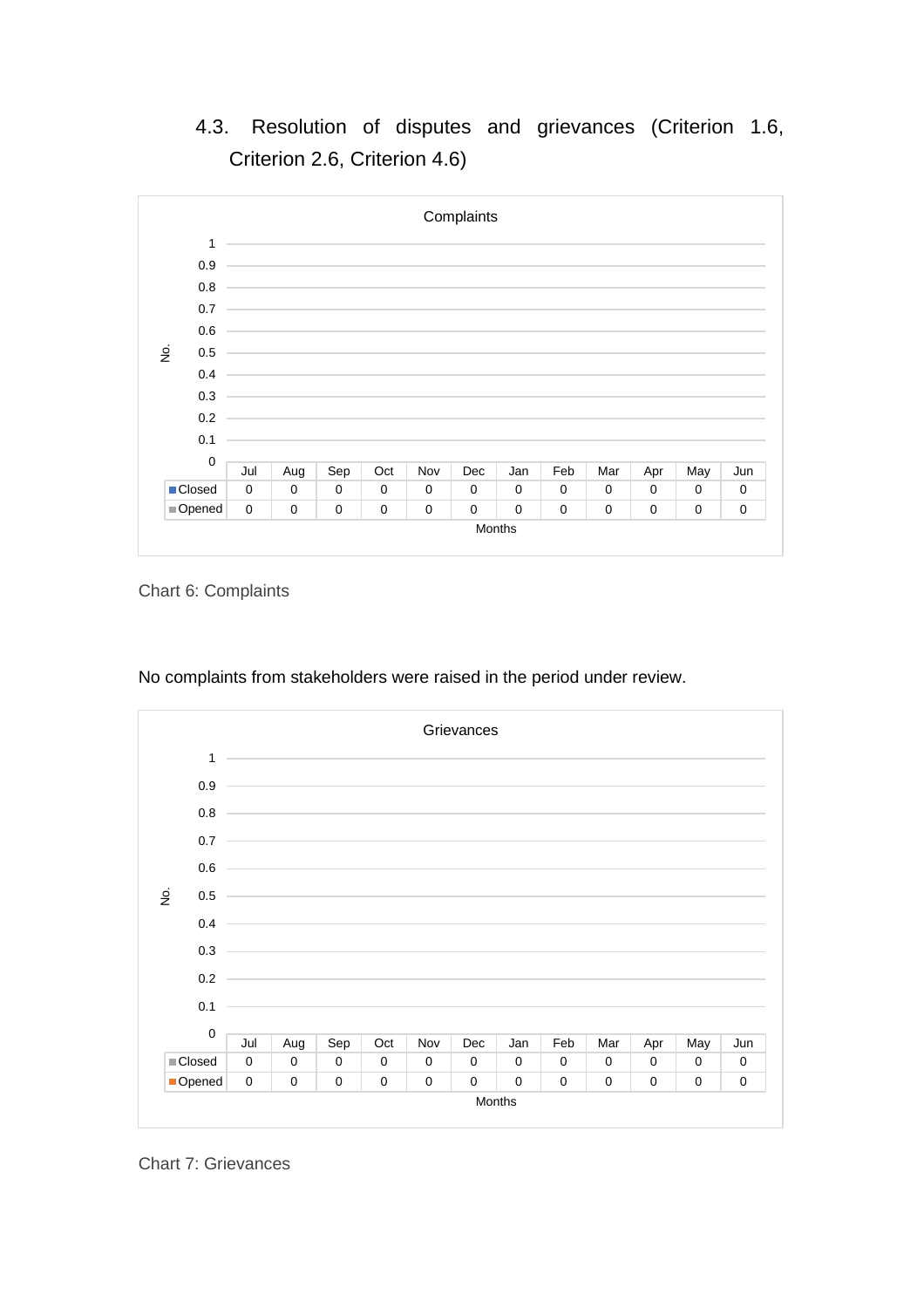### 4.3. Resolution of disputes and grievances (Criterion 1.6, Criterion 2.6, Criterion 4.6)

**Complaints**

| | Jul | Aug | Sep | Oct | Nov | Dec | Jan | Feb | Mar | Apr | May | Jun |
|---|---|---|---|---|---|---|---|---|---|---|---|---|
| Closed | 0 | 0 | 0 | 0 | 0 | 0 | 0 | 0 | 0 | 0 | 0 | 0 |
| Opened | 0 | 0 | 0 | 0 | 0 | 0 | 0 | 0 | 0 | 0 | 0 | 0 |

Chart 6: Complaints

No complaints from stakeholders were raised in the period under review.

**Grievances**

| | Jul | Aug | Sep | Oct | Nov | Dec | Jan | Feb | Mar | Apr | May | Jun |
|---|---|---|---|---|---|---|---|---|---|---|---|---|
| Closed | 0 | 0 | 0 | 0 | 0 | 0 | 0 | 0 | 0 | 0 | 0 | 0 |
| Opened | 0 | 0 | 0 | 0 | 0 | 0 | 0 | 0 | 0 | 0 | 0 | 0 |

Chart 7: Grievances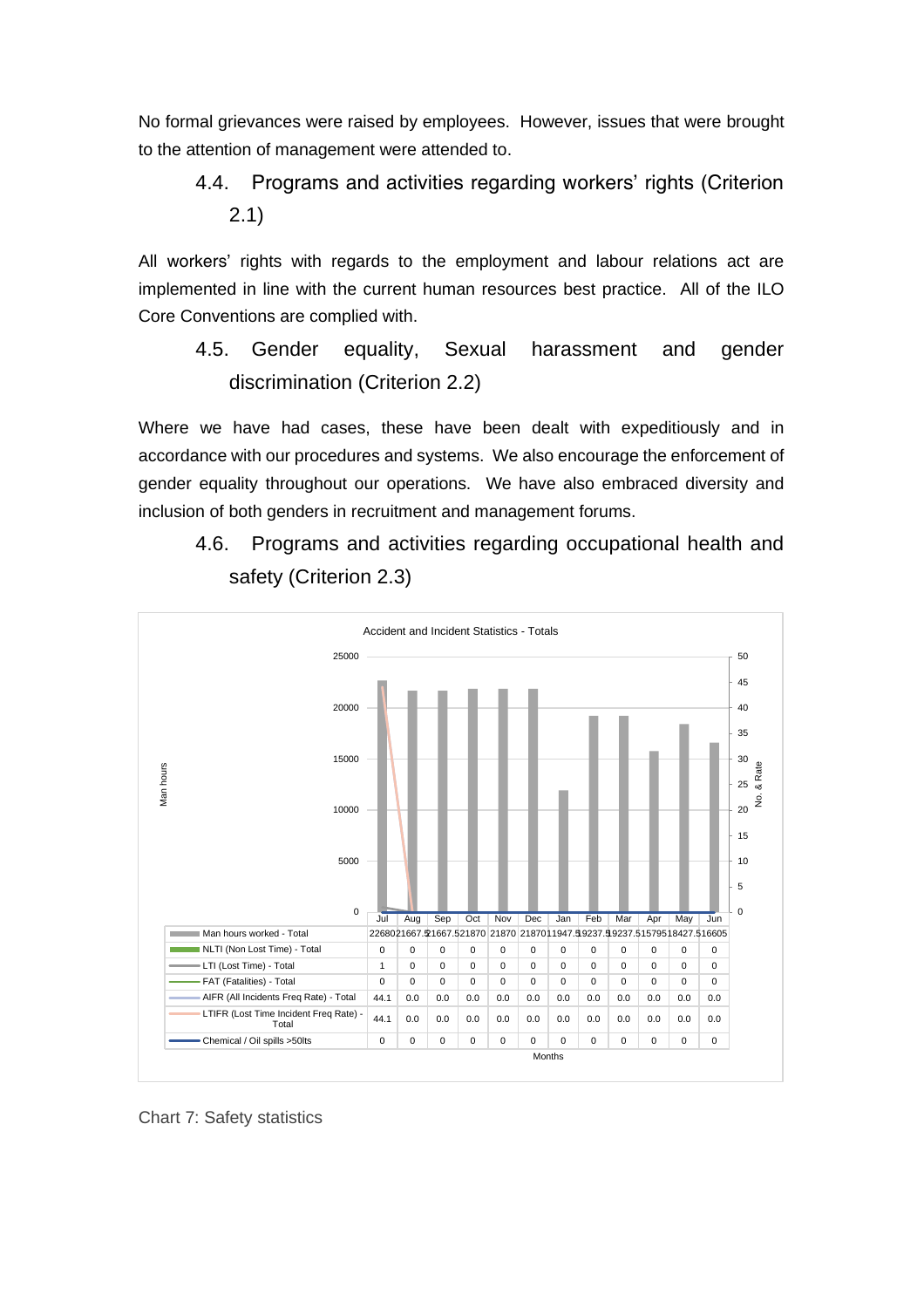No formal grievances were raised by employees. However, issues that were brought to the attention of management were attended to.

### 4.4. Programs and activities regarding workers' rights (Criterion 2.1)

All workers' rights with regards to the employment and labour relations act are implemented in line with the current human resources best practice. All of the ILO Core Conventions are complied with.

### 4.5. Gender equality, Sexual harassment and gender discrimination (Criterion 2.2)

Where we have had cases, these have been dealt with expeditiously and in accordance with our procedures and systems. We also encourage the enforcement of gender equality throughout our operations. We have also embraced diversity and inclusion of both genders in recruitment and management forums.

### 4.6. Programs and activities regarding occupational health and safety (Criterion 2.3)

Accident and Incident Statistics - Totals

| | Jul | Aug | Sep | Oct | Nov | Dec | Jan | Feb | Mar | Apr | May | Jun |
|---|---|---|---|---|---|---|---|---|---|---|---|---|
| Man hours worked - Total | 22680 | 21667.5 | 21667.5 | 21870 | 21870 | 21870 | 11947.5 | 19237.5 | 19237.5 | 15795 | 18427.5 | 16605 |
| NLTI (Non Lost Time) - Total | 0 | 0 | 0 | 0 | 0 | 0 | 0 | 0 | 0 | 0 | 0 | 0 |
| LTI (Lost Time) - Total | 1 | 0 | 0 | 0 | 0 | 0 | 0 | 0 | 0 | 0 | 0 | 0 |
| FAT (Fatalities) - Total | 0 | 0 | 0 | 0 | 0 | 0 | 0 | 0 | 0 | 0 | 0 | 0 |
| AIFR (All Incidents Freq Rate) - Total | 44.1 | 0.0 | 0.0 | 0.0 | 0.0 | 0.0 | 0.0 | 0.0 | 0.0 | 0.0 | 0.0 | 0.0 |
| LTIFR (Lost Time Incident Freq Rate) - Total | 44.1 | 0.0 | 0.0 | 0.0 | 0.0 | 0.0 | 0.0 | 0.0 | 0.0 | 0.0 | 0.0 | 0.0 |
| Chemical / Oil spills >50lts | 0 | 0 | 0 | 0 | 0 | 0 | 0 | 0 | 0 | 0 | 0 | 0 |

Chart 7: Safety statistics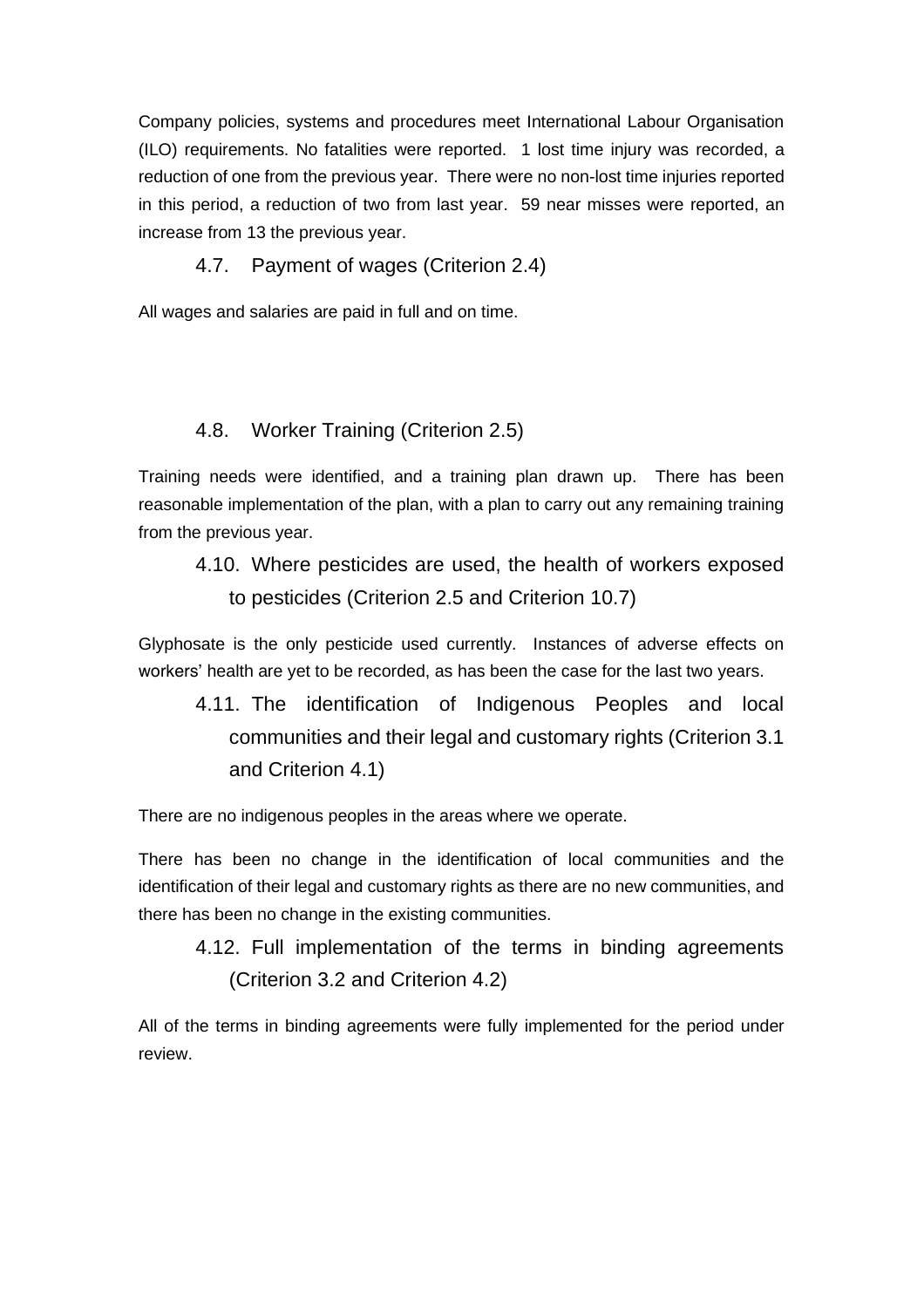Company policies, systems and procedures meet International Labour Organisation (ILO) requirements. No fatalities were reported. 1 lost time injury was recorded, a reduction of one from the previous year. There were no non-lost time injuries reported in this period, a reduction of two from last year. 59 near misses were reported, an increase from 13 the previous year.

### 4.7. Payment of wages (Criterion 2.4)

All wages and salaries are paid in full and on time.

### 4.8. Worker Training (Criterion 2.5)

Training needs were identified, and a training plan drawn up. There has been reasonable implementation of the plan, with a plan to carry out any remaining training from the previous year.

### 4.10. Where pesticides are used, the health of workers exposed to pesticides (Criterion 2.5 and Criterion 10.7)

Glyphosate is the only pesticide used currently. Instances of adverse effects on workers' health are yet to be recorded, as has been the case for the last two years.

### 4.11. The identification of Indigenous Peoples and local communities and their legal and customary rights (Criterion 3.1 and Criterion 4.1)

There are no indigenous peoples in the areas where we operate.

There has been no change in the identification of local communities and the identification of their legal and customary rights as there are no new communities, and there has been no change in the existing communities.

### 4.12. Full implementation of the terms in binding agreements (Criterion 3.2 and Criterion 4.2)

All of the terms in binding agreements were fully implemented for the period under review.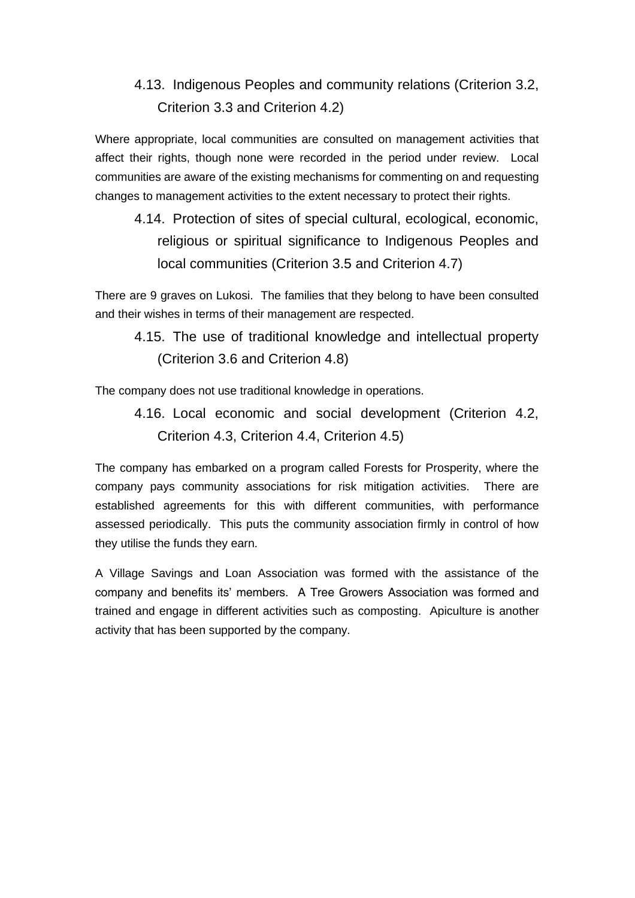### 4.13. Indigenous Peoples and community relations (Criterion 3.2, Criterion 3.3 and Criterion 4.2)

Where appropriate, local communities are consulted on management activities that affect their rights, though none were recorded in the period under review. Local communities are aware of the existing mechanisms for commenting on and requesting changes to management activities to the extent necessary to protect their rights.

### 4.14. Protection of sites of special cultural, ecological, economic, religious or spiritual significance to Indigenous Peoples and local communities (Criterion 3.5 and Criterion 4.7)

There are 9 graves on Lukosi. The families that they belong to have been consulted and their wishes in terms of their management are respected.

### 4.15. The use of traditional knowledge and intellectual property (Criterion 3.6 and Criterion 4.8)

The company does not use traditional knowledge in operations.

### 4.16. Local economic and social development (Criterion 4.2, Criterion 4.3, Criterion 4.4, Criterion 4.5)

The company has embarked on a program called Forests for Prosperity, where the company pays community associations for risk mitigation activities. There are established agreements for this with different communities, with performance assessed periodically. This puts the community association firmly in control of how they utilise the funds they earn.

A Village Savings and Loan Association was formed with the assistance of the company and benefits its' members. A Tree Growers Association was formed and trained and engage in different activities such as composting. Apiculture is another activity that has been supported by the company.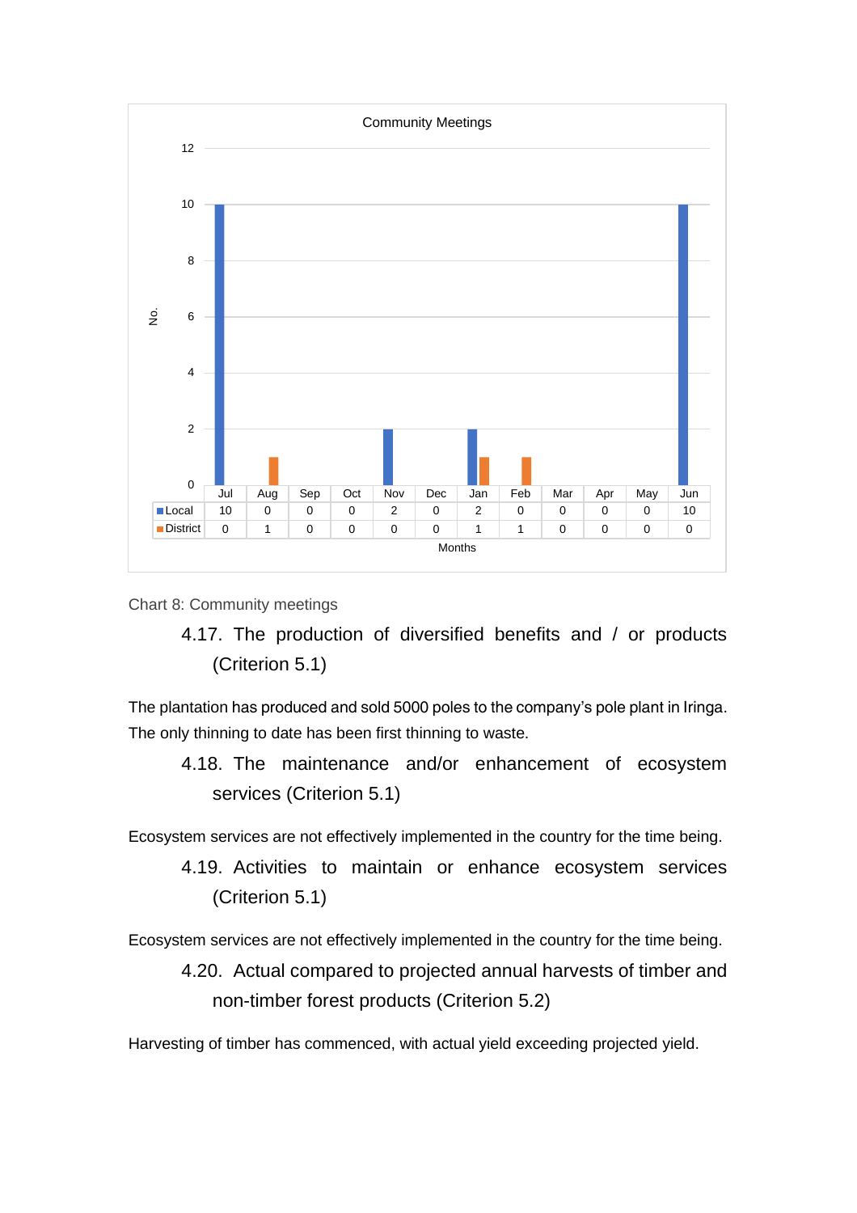Community Meetings

| Months | Jul | Aug | Sep | Oct | Nov | Dec | Jan | Feb | Mar | Apr | May | Jun |
|---|---|---|---|---|---|---|---|---|---|---|---|---|
| Local | 10 | 0 | 0 | 0 | 2 | 0 | 2 | 0 | 0 | 0 | 0 | 10 |
| District | 0 | 1 | 0 | 0 | 0 | 0 | 1 | 1 | 0 | 0 | 0 | 0 |

Chart 8: Community meetings

### 4.17. The production of diversified benefits and / or products (Criterion 5.1)

The plantation has produced and sold 5000 poles to the company's pole plant in Iringa. The only thinning to date has been first thinning to waste.

### 4.18. The maintenance and/or enhancement of ecosystem services (Criterion 5.1)

Ecosystem services are not effectively implemented in the country for the time being.

### 4.19. Activities to maintain or enhance ecosystem services (Criterion 5.1)

Ecosystem services are not effectively implemented in the country for the time being.

### 4.20. Actual compared to projected annual harvests of timber and non-timber forest products (Criterion 5.2)

Harvesting of timber has commenced, with actual yield exceeding projected yield.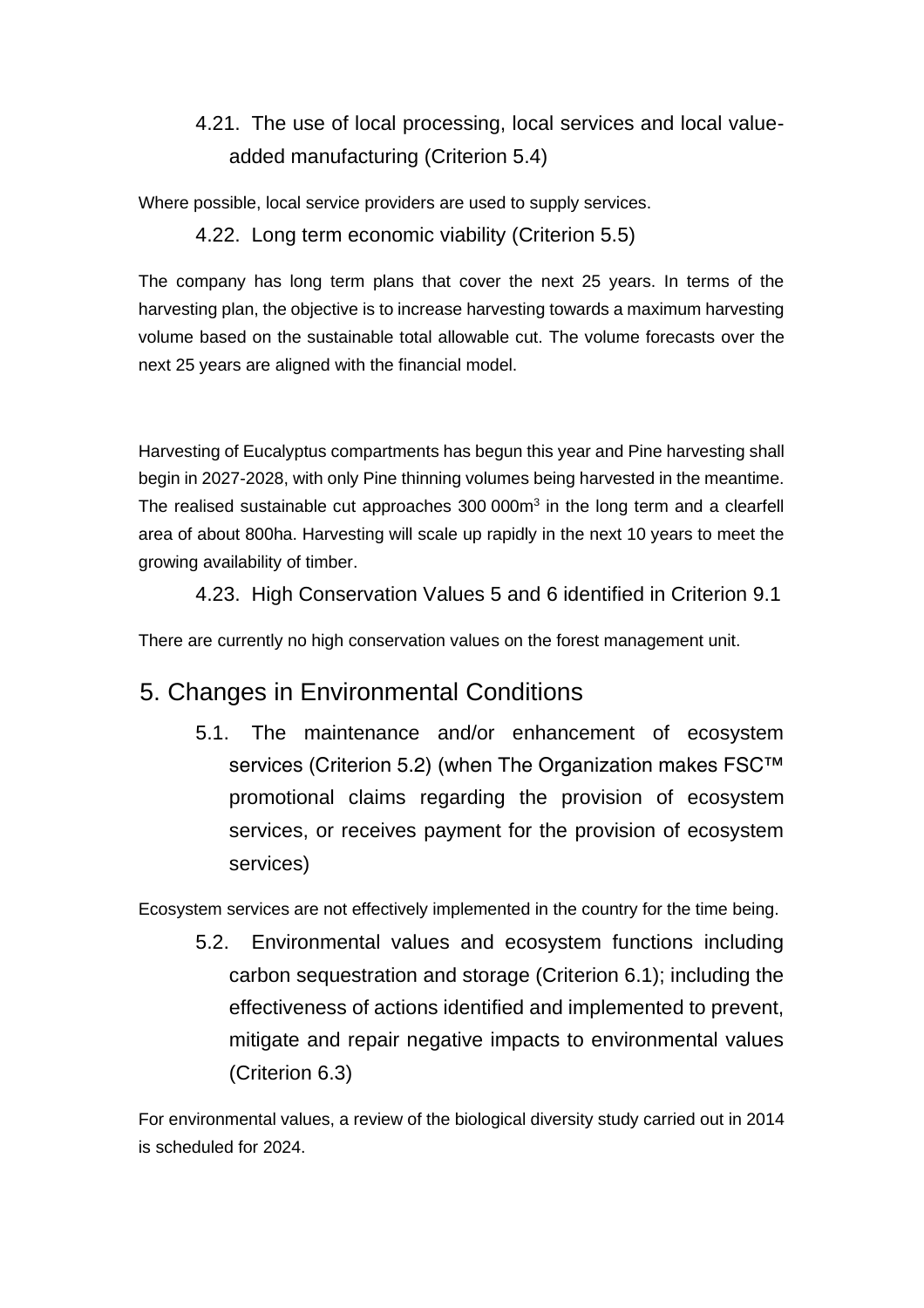### 4.21. The use of local processing, local services and local value-added manufacturing (Criterion 5.4)

Where possible, local service providers are used to supply services.

### 4.22. Long term economic viability (Criterion 5.5)

The company has long term plans that cover the next 25 years. In terms of the harvesting plan, the objective is to increase harvesting towards a maximum harvesting volume based on the sustainable total allowable cut. The volume forecasts over the next 25 years are aligned with the financial model.

Harvesting of Eucalyptus compartments has begun this year and Pine harvesting shall begin in 2027-2028, with only Pine thinning volumes being harvested in the meantime. The realised sustainable cut approaches 300 000m$^3$ in the long term and a clearfell area of about 800ha. Harvesting will scale up rapidly in the next 10 years to meet the growing availability of timber.

### 4.23. High Conservation Values 5 and 6 identified in Criterion 9.1

There are currently no high conservation values on the forest management unit.

## 5. Changes in Environmental Conditions

### 5.1. The maintenance and/or enhancement of ecosystem services (Criterion 5.2) (when The Organization makes FSC™ promotional claims regarding the provision of ecosystem services, or receives payment for the provision of ecosystem services)

Ecosystem services are not effectively implemented in the country for the time being.

### 5.2. Environmental values and ecosystem functions including carbon sequestration and storage (Criterion 6.1); including the effectiveness of actions identified and implemented to prevent, mitigate and repair negative impacts to environmental values (Criterion 6.3)

For environmental values, a review of the biological diversity study carried out in 2014 is scheduled for 2024.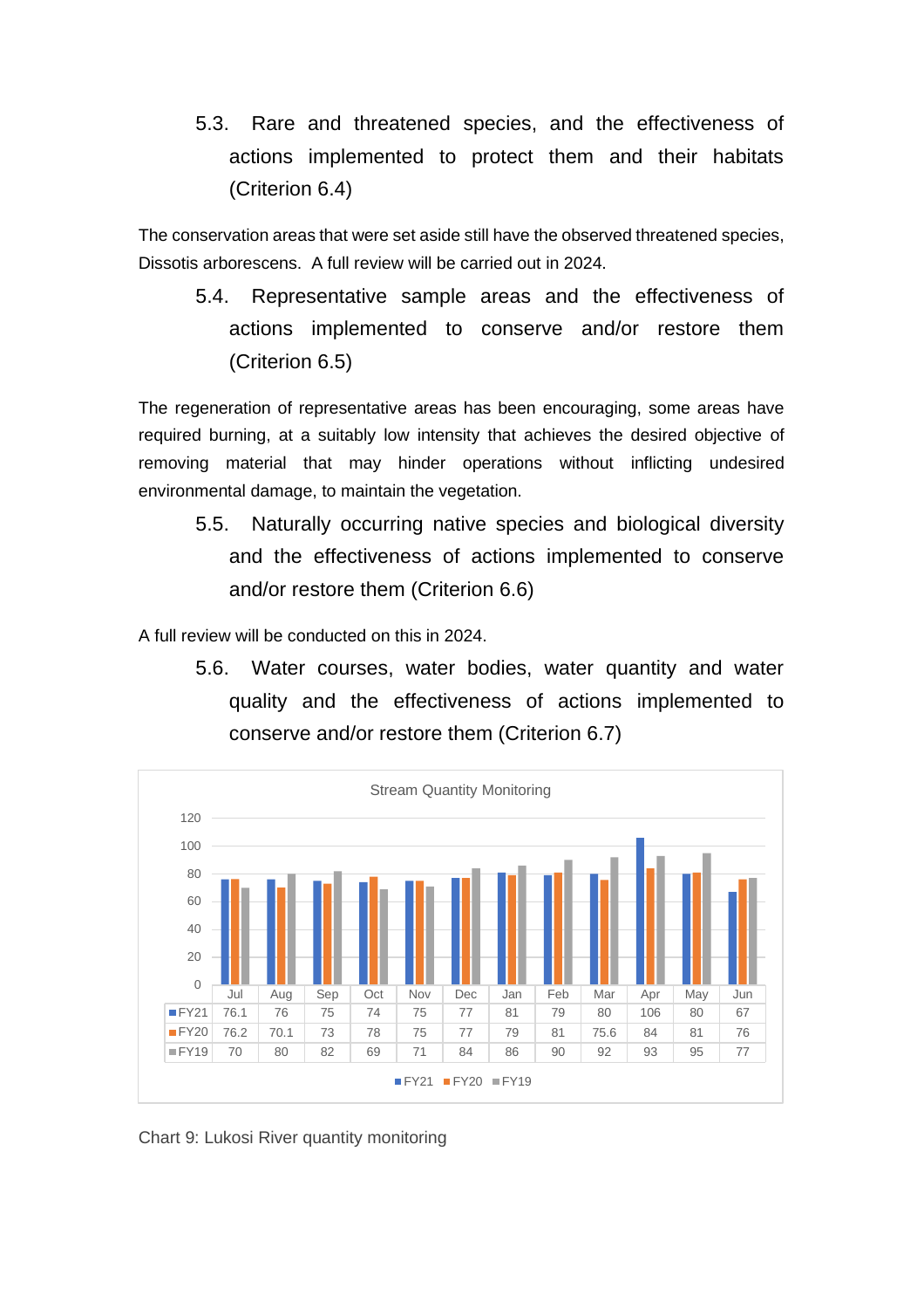### 5.3. Rare and threatened species, and the effectiveness of actions implemented to protect them and their habitats (Criterion 6.4)

The conservation areas that were set aside still have the observed threatened species, Dissotis arborescens. A full review will be carried out in 2024.

### 5.4. Representative sample areas and the effectiveness of actions implemented to conserve and/or restore them (Criterion 6.5)

The regeneration of representative areas has been encouraging, some areas have required burning, at a suitably low intensity that achieves the desired objective of removing material that may hinder operations without inflicting undesired environmental damage, to maintain the vegetation.

### 5.5. Naturally occurring native species and biological diversity and the effectiveness of actions implemented to conserve and/or restore them (Criterion 6.6)

A full review will be conducted on this in 2024.

### 5.6. Water courses, water bodies, water quantity and water quality and the effectiveness of actions implemented to conserve and/or restore them (Criterion 6.7)

Stream Quantity Monitoring

| | Jul | Aug | Sep | Oct | Nov | Dec | Jan | Feb | Mar | Apr | May | Jun |
|---|---|---|---|---|---|---|---|---|---|---|---|---|
| FY21 | 76.1 | 76 | 75 | 74 | 75 | 77 | 81 | 79 | 80 | 106 | 80 | 67 |
| FY20 | 76.2 | 70.1 | 73 | 78 | 75 | 77 | 79 | 81 | 75.6 | 84 | 81 | 76 |
| FY19 | 70 | 80 | 82 | 69 | 71 | 84 | 86 | 90 | 92 | 93 | 95 | 77 |

Chart 9: Lukosi River quantity monitoring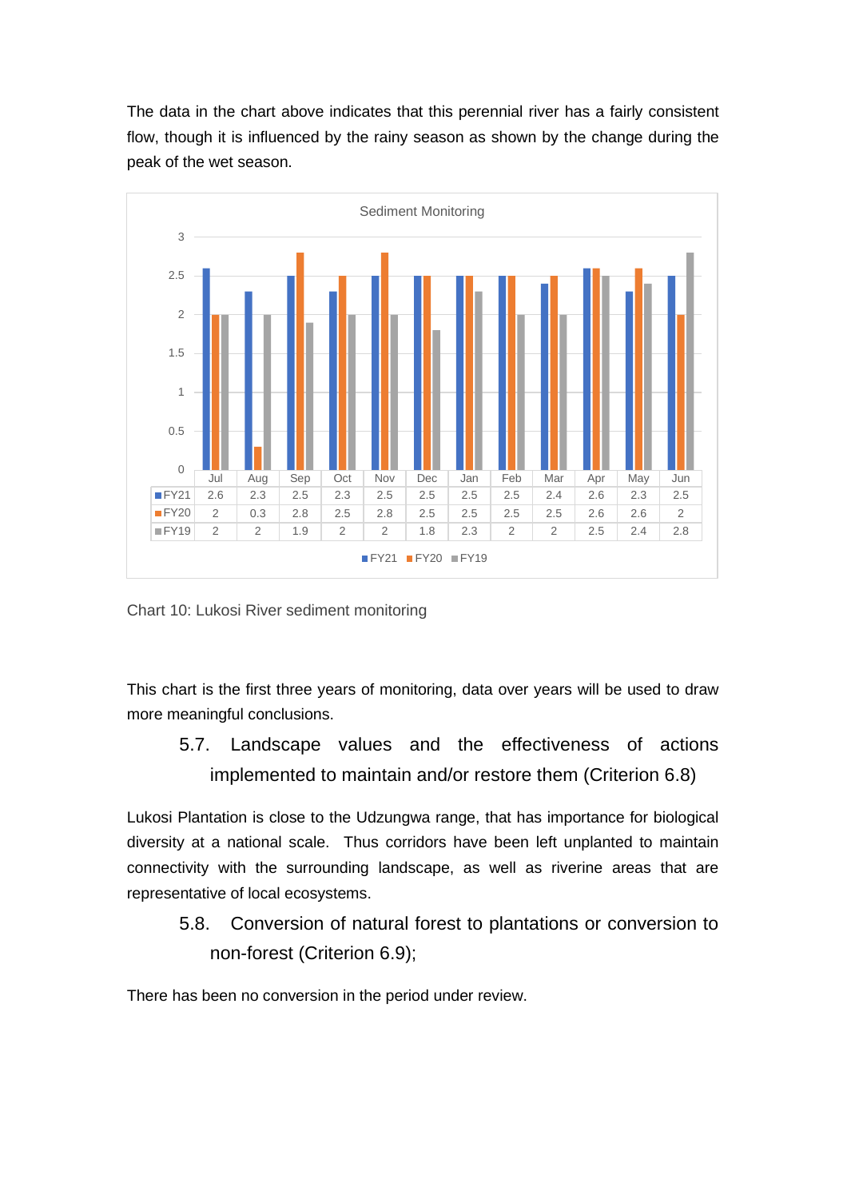The data in the chart above indicates that this perennial river has a fairly consistent flow, though it is influenced by the rainy season as shown by the change during the peak of the wet season.

Sediment Monitoring

| | Jul | Aug | Sep | Oct | Nov | Dec | Jan | Feb | Mar | Apr | May | Jun |
|---|---|---|---|---|---|---|---|---|---|---|---|---|
| FY21 | 2.6 | 2.3 | 2.5 | 2.3 | 2.5 | 2.5 | 2.5 | 2.5 | 2.4 | 2.6 | 2.3 | 2.5 |
| FY20 | 2 | 0.3 | 2.8 | 2.5 | 2.8 | 2.5 | 2.5 | 2.5 | 2.5 | 2.6 | 2.6 | 2 |
| FY19 | 2 | 2 | 1.9 | 2 | 2 | 1.8 | 2.3 | 2 | 2 | 2.5 | 2.4 | 2.8 |

Chart 10: Lukosi River sediment monitoring

This chart is the first three years of monitoring, data over years will be used to draw more meaningful conclusions.

### 5.7. Landscape values and the effectiveness of actions implemented to maintain and/or restore them (Criterion 6.8)

Lukosi Plantation is close to the Udzungwa range, that has importance for biological diversity at a national scale. Thus corridors have been left unplanted to maintain connectivity with the surrounding landscape, as well as riverine areas that are representative of local ecosystems.

### 5.8. Conversion of natural forest to plantations or conversion to non-forest (Criterion 6.9);

There has been no conversion in the period under review.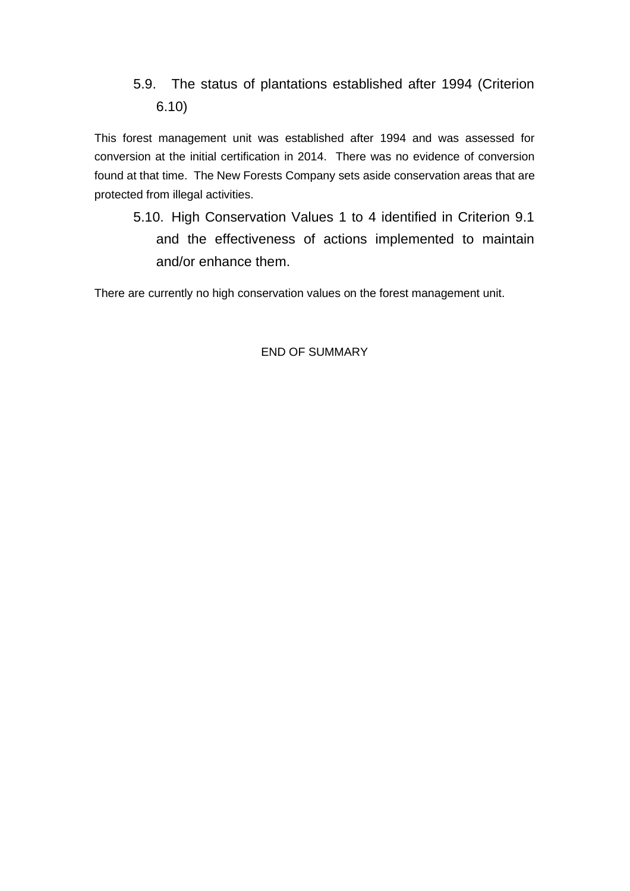## 5.9. The status of plantations established after 1994 (Criterion 6.10)

This forest management unit was established after 1994 and was assessed for conversion at the initial certification in 2014. There was no evidence of conversion found at that time. The New Forests Company sets aside conservation areas that are protected from illegal activities.

## 5.10. High Conservation Values 1 to 4 identified in Criterion 9.1 and the effectiveness of actions implemented to maintain and/or enhance them.

There are currently no high conservation values on the forest management unit.

END OF SUMMARY